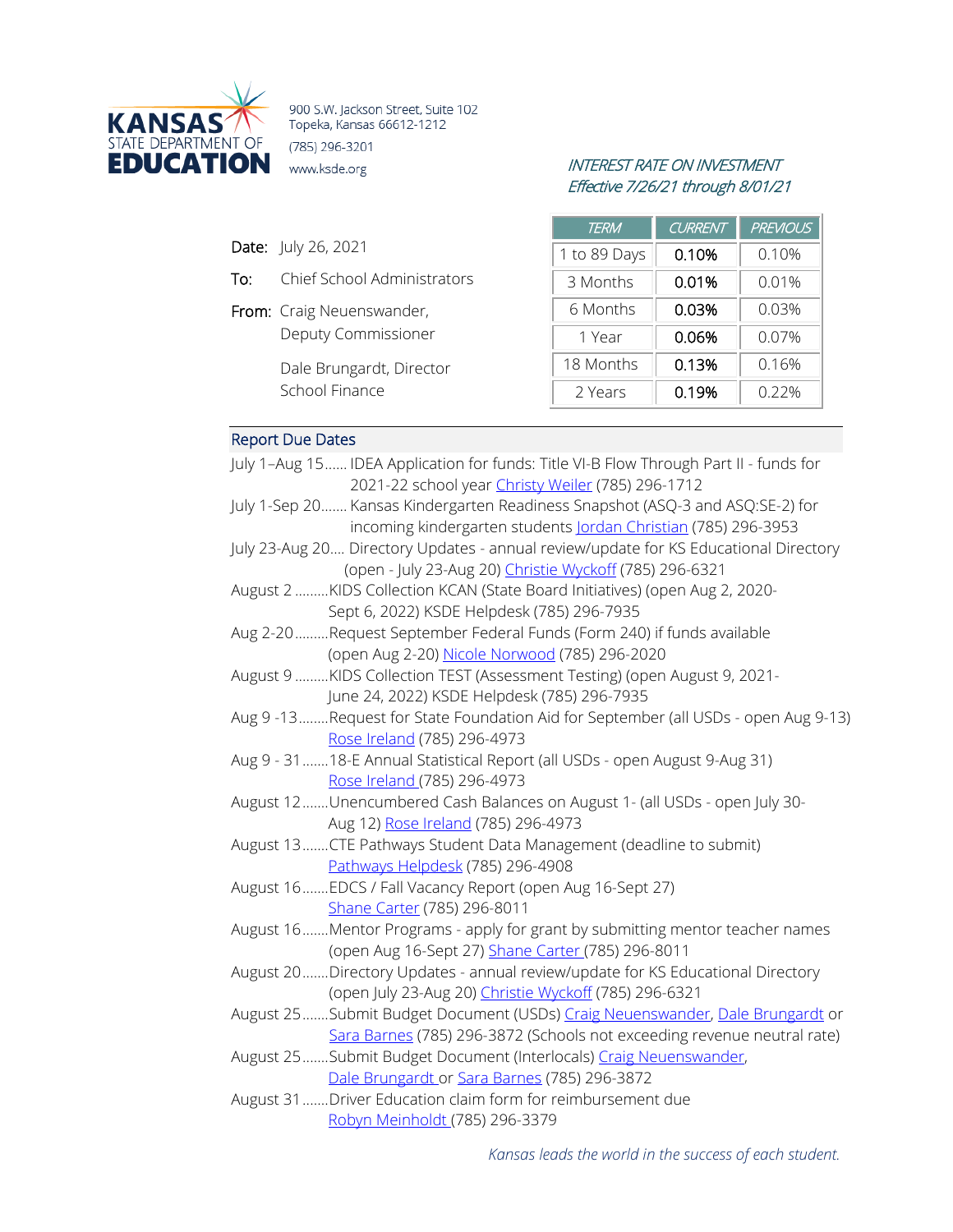**KANSAS STATE DEPARTMENT OF EDUCATION**

900 S.W. Jackson Street, Suite 102
Topeka, Kansas 66612-1212
(785) 296-3201
www.ksde.org

*INTEREST RATE ON INVESTMENT*
*Effective 7/26/21 through 8/01/21*

| TERM | CURRENT | PREVIOUS |
|---|---|---|
| 1 to 89 Days | 0.10% | 0.10% |
| 3 Months | 0.01% | 0.01% |
| 6 Months | 0.03% | 0.03% |
| 1 Year | 0.06% | 0.07% |
| 18 Months | 0.13% | 0.16% |
| 2 Years | 0.19% | 0.22% |

**Date:** July 26, 2021

**To:** Chief School Administrators

**From:** Craig Neuenswander, Deputy Commissioner

Dale Brungardt, Director
School Finance

## Report Due Dates

July 1–Aug 15...... IDEA Application for funds: Title VI-B Flow Through Part II - funds for 2021-22 school year Christy Weiler (785) 296-1712

July 1-Sep 20....... Kansas Kindergarten Readiness Snapshot (ASQ-3 and ASQ:SE-2) for incoming kindergarten students Jordan Christian (785) 296-3953

July 23-Aug 20.... Directory Updates - annual review/update for KS Educational Directory (open - July 23-Aug 20) Christie Wyckoff (785) 296-6321

August 2 .........KIDS Collection KCAN (State Board Initiatives) (open Aug 2, 2020-Sept 6, 2022) KSDE Helpdesk (785) 296-7935

Aug 2-20.........Request September Federal Funds (Form 240) if funds available (open Aug 2-20) Nicole Norwood (785) 296-2020

August 9 .........KIDS Collection TEST (Assessment Testing) (open August 9, 2021-June 24, 2022) KSDE Helpdesk (785) 296-7935

Aug 9 -13........Request for State Foundation Aid for September (all USDs - open Aug 9-13) Rose Ireland (785) 296-4973

Aug 9 - 31.......18-E Annual Statistical Report (all USDs - open August 9-Aug 31) Rose Ireland (785) 296-4973

August 12.......Unencumbered Cash Balances on August 1- (all USDs - open July 30-Aug 12) Rose Ireland (785) 296-4973

August 13.......CTE Pathways Student Data Management (deadline to submit) Pathways Helpdesk (785) 296-4908

August 16.......EDCS / Fall Vacancy Report (open Aug 16-Sept 27) Shane Carter (785) 296-8011

August 16.......Mentor Programs - apply for grant by submitting mentor teacher names (open Aug 16-Sept 27) Shane Carter (785) 296-8011

August 20.......Directory Updates - annual review/update for KS Educational Directory (open July 23-Aug 20) Christie Wyckoff (785) 296-6321

August 25.......Submit Budget Document (USDs) Craig Neuenswander, Dale Brungardt or Sara Barnes (785) 296-3872 (Schools not exceeding revenue neutral rate)

August 25.......Submit Budget Document (Interlocals) Craig Neuenswander, Dale Brungardt or Sara Barnes (785) 296-3872

August 31.......Driver Education claim form for reimbursement due Robyn Meinholdt (785) 296-3379

*Kansas leads the world in the success of each student.*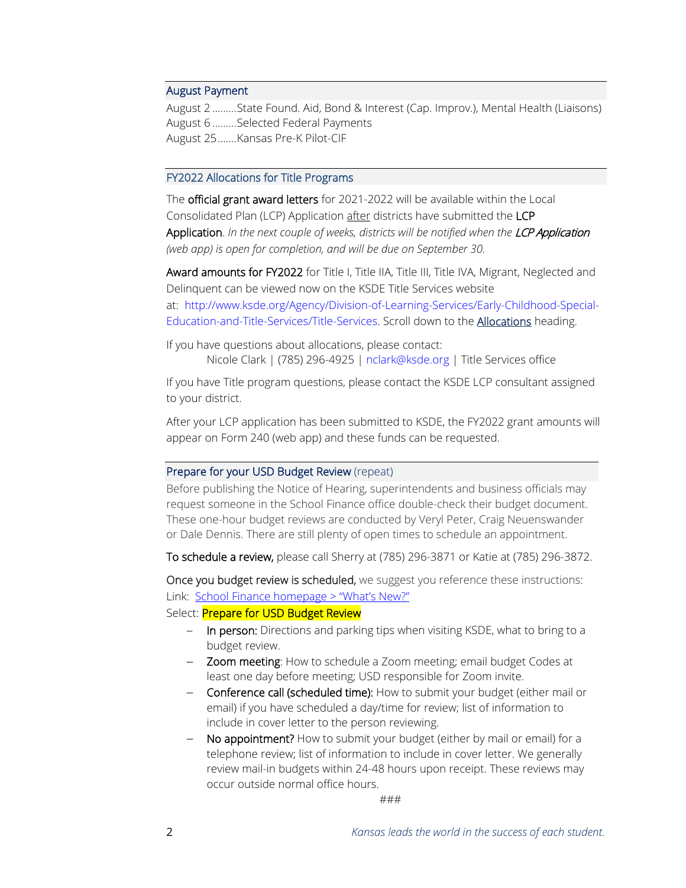## August Payment

August 2 .........State Found. Aid, Bond & Interest (Cap. Improv.), Mental Health (Liaisons)
August 6 .........Selected Federal Payments
August 25.......Kansas Pre-K Pilot-CIF

## FY2022 Allocations for Title Programs

The **official grant award letters** for 2021-2022 will be available within the Local Consolidated Plan (LCP) Application after districts have submitted the **LCP Application**. *In the next couple of weeks, districts will be notified when the* ***LCP Application*** *(web app) is open for completion, and will be due on September 30.*

**Award amounts for FY2022** for Title I, Title IIA, Title III, Title IVA, Migrant, Neglected and Delinquent can be viewed now on the KSDE Title Services website at: http://www.ksde.org/Agency/Division-of-Learning-Services/Early-Childhood-Special-Education-and-Title-Services/Title-Services. Scroll down to the Allocations heading.

If you have questions about allocations, please contact:
Nicole Clark | (785) 296-4925 | nclark@ksde.org | Title Services office

If you have Title program questions, please contact the KSDE LCP consultant assigned to your district.

After your LCP application has been submitted to KSDE, the FY2022 grant amounts will appear on Form 240 (web app) and these funds can be requested.

## Prepare for your USD Budget Review (repeat)

Before publishing the Notice of Hearing, superintendents and business officials may request someone in the School Finance office double-check their budget document. These one-hour budget reviews are conducted by Veryl Peter, Craig Neuenswander or Dale Dennis. There are still plenty of open times to schedule an appointment.

**To schedule a review,** please call Sherry at (785) 296-3871 or Katie at (785) 296-3872.

**Once you budget review is scheduled,** we suggest you reference these instructions:
Link: School Finance homepage > "What's New?"
Select: **Prepare for USD Budget Review**

- **In person:** Directions and parking tips when visiting KSDE, what to bring to a budget review.
- **Zoom meeting**: How to schedule a Zoom meeting; email budget Codes at least one day before meeting; USD responsible for Zoom invite.
- **Conference call (scheduled time):** How to submit your budget (either mail or email) if you have scheduled a day/time for review; list of information to include in cover letter to the person reviewing.
- **No appointment?** How to submit your budget (either by mail or email) for a telephone review; list of information to include in cover letter. We generally review mail-in budgets within 24-48 hours upon receipt. These reviews may occur outside normal office hours.

###